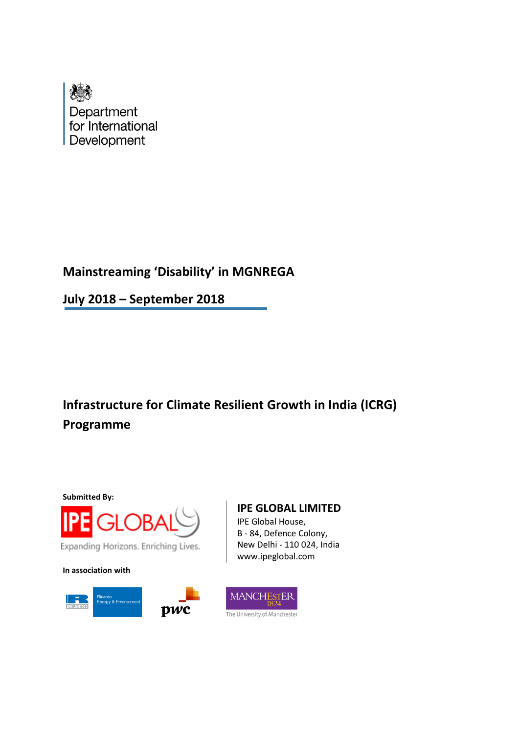Department for International Development

# Mainstreaming 'Disability' in MGNREGA

## July 2018 – September 2018

## Infrastructure for Climate Resilient Growth in India (ICRG) Programme

**Submitted By:**

IPE GLOBAL

Expanding Horizons. Enriching Lives.

**IPE GLOBAL LIMITED**
IPE Global House,
B - 84, Defence Colony,
New Delhi - 110 024, India
www.ipeglobal.com

**In association with**

Ricardo Energy & Environment

pwc

MANCHESTER 1824 The University of Manchester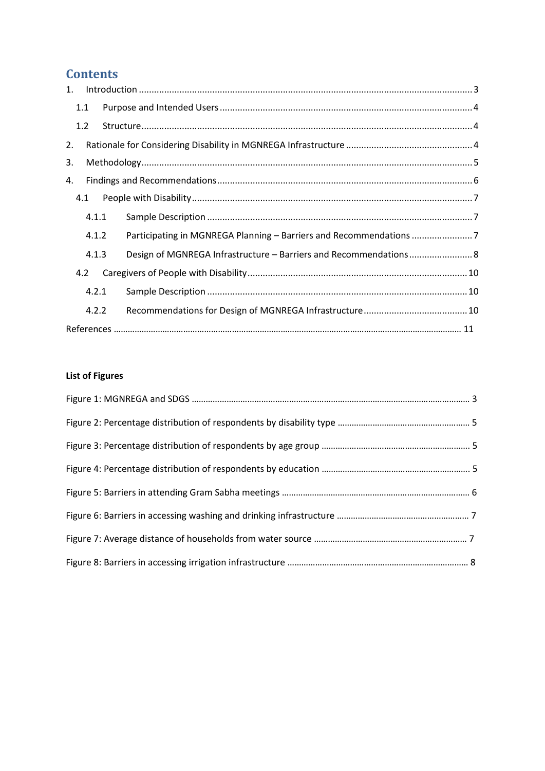# Contents

1. Introduction ........................................................................................................................ 3
   1.1 Purpose and Intended Users ........................................................................................ 4
   1.2 Structure ....................................................................................................................... 4
2. Rationale for Considering Disability in MGNREGA Infrastructure ...................................... 4
3. Methodology ....................................................................................................................... 5
4. Findings and Recommendations ......................................................................................... 6
   4.1 People with Disability ................................................................................................... 7
      4.1.1 Sample Description ................................................................................................ 7
      4.1.2 Participating in MGNREGA Planning – Barriers and Recommendations ................. 7
      4.1.3 Design of MGNREGA Infrastructure – Barriers and Recommendations .................. 8
   4.2 Caregivers of People with Disability ............................................................................ 10
      4.2.1 Sample Description .............................................................................................. 10
      4.2.2 Recommendations for Design of MGNREGA Infrastructure ................................. 10

References ............................................................................................................................ 11

**List of Figures**

Figure 1: MGNREGA and SDGS ............................................................................................ 3

Figure 2: Percentage distribution of respondents by disability type ....................................... 5

Figure 3: Percentage distribution of respondents by age group .............................................. 5

Figure 4: Percentage distribution of respondents by education .............................................. 5

Figure 5: Barriers in attending Gram Sabha meetings ............................................................ 6

Figure 6: Barriers in accessing washing and drinking infrastructure ...................................... 7

Figure 7: Average distance of households from water source ................................................ 7

Figure 8: Barriers in accessing irrigation infrastructure ......................................................... 8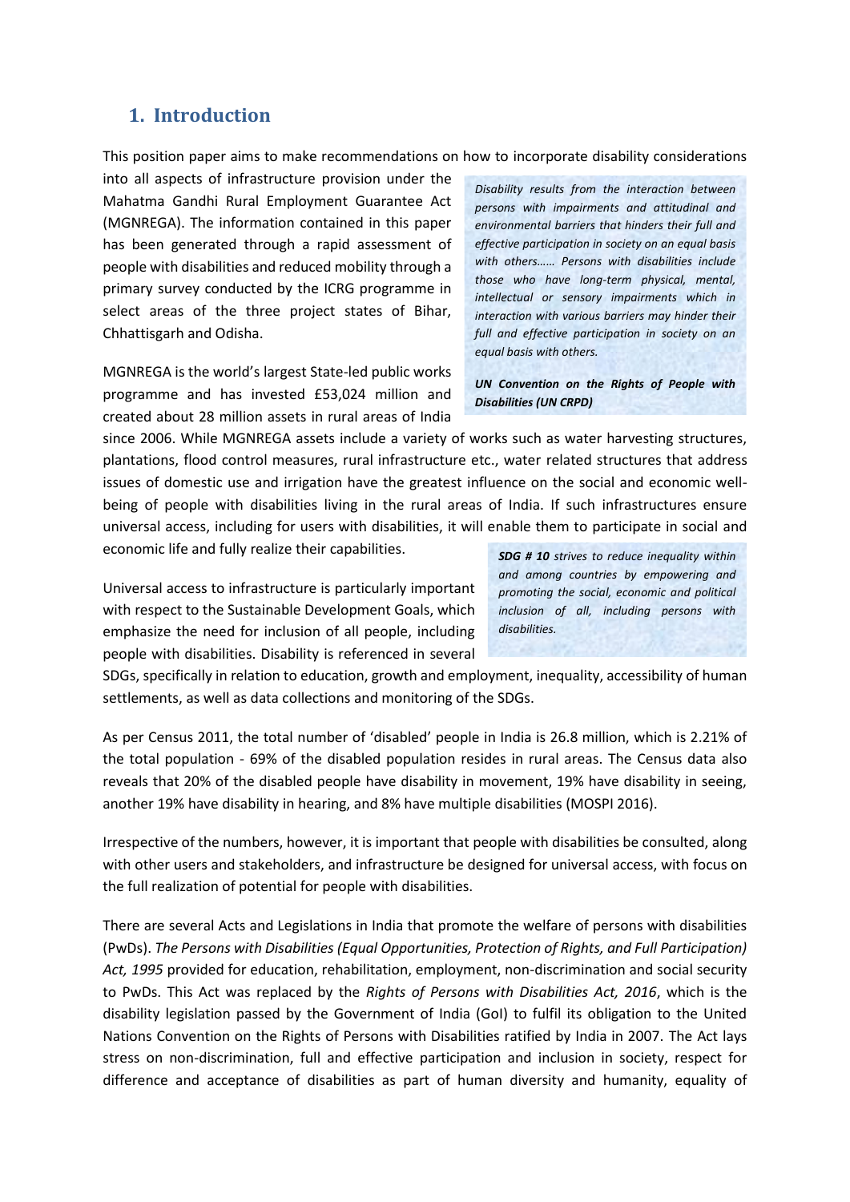## 1. Introduction

This position paper aims to make recommendations on how to incorporate disability considerations into all aspects of infrastructure provision under the Mahatma Gandhi Rural Employment Guarantee Act (MGNREGA). The information contained in this paper has been generated through a rapid assessment of people with disabilities and reduced mobility through a primary survey conducted by the ICRG programme in select areas of the three project states of Bihar, Chhattisgarh and Odisha.

> *Disability results from the interaction between persons with impairments and attitudinal and environmental barriers that hinders their full and effective participation in society on an equal basis with others…… Persons with disabilities include those who have long-term physical, mental, intellectual or sensory impairments which in interaction with various barriers may hinder their full and effective participation in society on an equal basis with others.*
>
> ***UN Convention on the Rights of People with Disabilities (UN CRPD)***

MGNREGA is the world's largest State-led public works programme and has invested £53,024 million and created about 28 million assets in rural areas of India since 2006. While MGNREGA assets include a variety of works such as water harvesting structures, plantations, flood control measures, rural infrastructure etc., water related structures that address issues of domestic use and irrigation have the greatest influence on the social and economic well-being of people with disabilities living in the rural areas of India. If such infrastructures ensure universal access, including for users with disabilities, it will enable them to participate in social and economic life and fully realize their capabilities.

> ***SDG # 10*** *strives to reduce inequality within and among countries by empowering and promoting the social, economic and political inclusion of all, including persons with disabilities.*

Universal access to infrastructure is particularly important with respect to the Sustainable Development Goals, which emphasize the need for inclusion of all people, including people with disabilities. Disability is referenced in several SDGs, specifically in relation to education, growth and employment, inequality, accessibility of human settlements, as well as data collections and monitoring of the SDGs.

As per Census 2011, the total number of 'disabled' people in India is 26.8 million, which is 2.21% of the total population - 69% of the disabled population resides in rural areas. The Census data also reveals that 20% of the disabled people have disability in movement, 19% have disability in seeing, another 19% have disability in hearing, and 8% have multiple disabilities (MOSPI 2016).

Irrespective of the numbers, however, it is important that people with disabilities be consulted, along with other users and stakeholders, and infrastructure be designed for universal access, with focus on the full realization of potential for people with disabilities.

There are several Acts and Legislations in India that promote the welfare of persons with disabilities (PwDs). *The Persons with Disabilities (Equal Opportunities, Protection of Rights, and Full Participation) Act, 1995* provided for education, rehabilitation, employment, non-discrimination and social security to PwDs. This Act was replaced by the *Rights of Persons with Disabilities Act, 2016*, which is the disability legislation passed by the Government of India (GoI) to fulfil its obligation to the United Nations Convention on the Rights of Persons with Disabilities ratified by India in 2007. The Act lays stress on non-discrimination, full and effective participation and inclusion in society, respect for difference and acceptance of disabilities as part of human diversity and humanity, equality of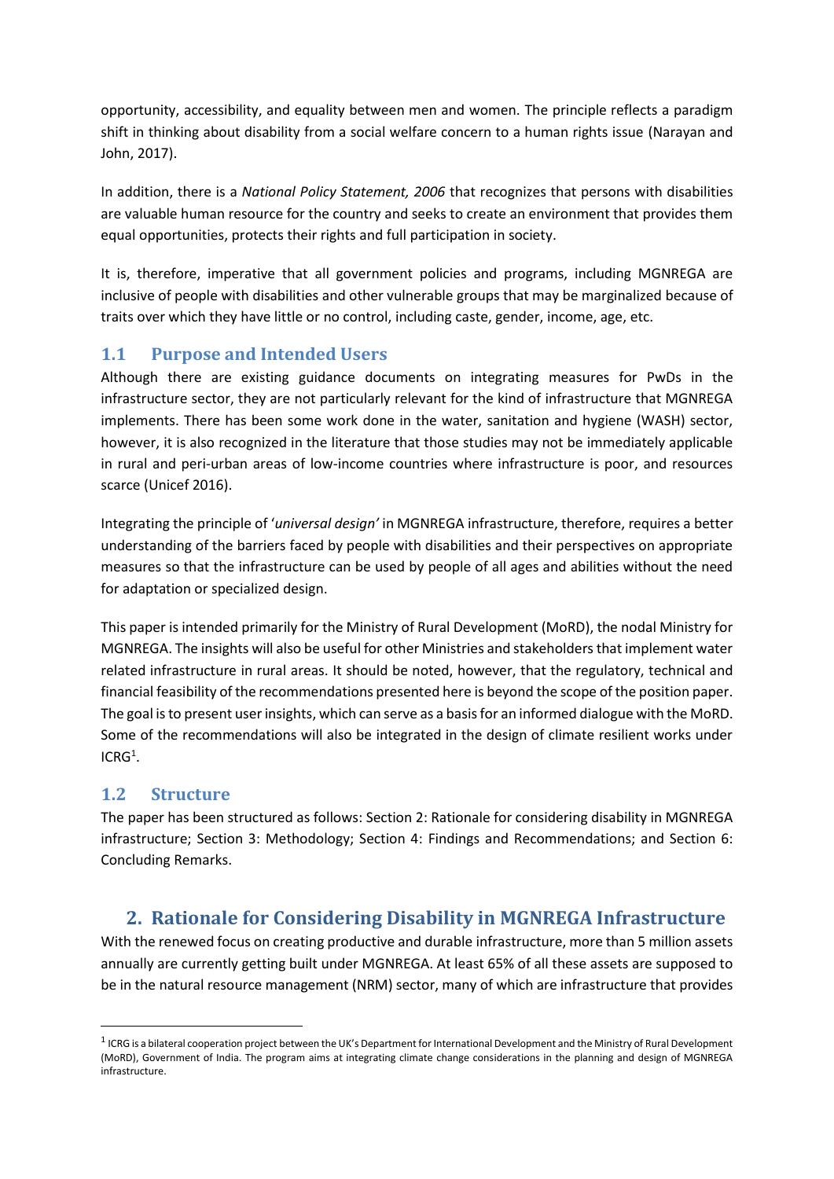opportunity, accessibility, and equality between men and women. The principle reflects a paradigm shift in thinking about disability from a social welfare concern to a human rights issue (Narayan and John, 2017).

In addition, there is a *National Policy Statement, 2006* that recognizes that persons with disabilities are valuable human resource for the country and seeks to create an environment that provides them equal opportunities, protects their rights and full participation in society.

It is, therefore, imperative that all government policies and programs, including MGNREGA are inclusive of people with disabilities and other vulnerable groups that may be marginalized because of traits over which they have little or no control, including caste, gender, income, age, etc.

## 1.1 Purpose and Intended Users

Although there are existing guidance documents on integrating measures for PwDs in the infrastructure sector, they are not particularly relevant for the kind of infrastructure that MGNREGA implements. There has been some work done in the water, sanitation and hygiene (WASH) sector, however, it is also recognized in the literature that those studies may not be immediately applicable in rural and peri-urban areas of low-income countries where infrastructure is poor, and resources scarce (Unicef 2016).

Integrating the principle of '*universal design'* in MGNREGA infrastructure, therefore, requires a better understanding of the barriers faced by people with disabilities and their perspectives on appropriate measures so that the infrastructure can be used by people of all ages and abilities without the need for adaptation or specialized design.

This paper is intended primarily for the Ministry of Rural Development (MoRD), the nodal Ministry for MGNREGA. The insights will also be useful for other Ministries and stakeholders that implement water related infrastructure in rural areas. It should be noted, however, that the regulatory, technical and financial feasibility of the recommendations presented here is beyond the scope of the position paper. The goal is to present user insights, which can serve as a basis for an informed dialogue with the MoRD. Some of the recommendations will also be integrated in the design of climate resilient works under ICRG[1].

## 1.2 Structure

The paper has been structured as follows: Section 2: Rationale for considering disability in MGNREGA infrastructure; Section 3: Methodology; Section 4: Findings and Recommendations; and Section 6: Concluding Remarks.

# 2. Rationale for Considering Disability in MGNREGA Infrastructure

With the renewed focus on creating productive and durable infrastructure, more than 5 million assets annually are currently getting built under MGNREGA. At least 65% of all these assets are supposed to be in the natural resource management (NRM) sector, many of which are infrastructure that provides

---

[1] ICRG is a bilateral cooperation project between the UK's Department for International Development and the Ministry of Rural Development (MoRD), Government of India. The program aims at integrating climate change considerations in the planning and design of MGNREGA infrastructure.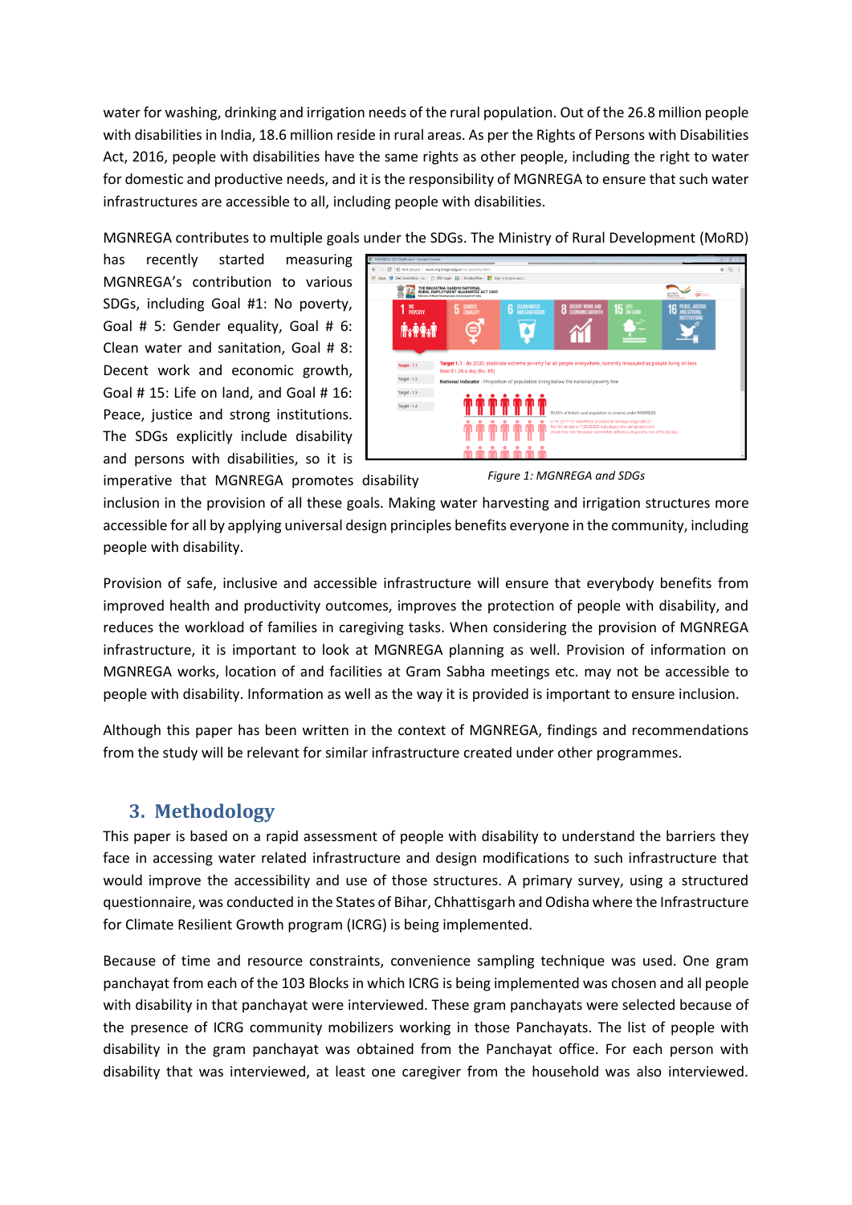water for washing, drinking and irrigation needs of the rural population. Out of the 26.8 million people with disabilities in India, 18.6 million reside in rural areas. As per the Rights of Persons with Disabilities Act, 2016, people with disabilities have the same rights as other people, including the right to water for domestic and productive needs, and it is the responsibility of MGNREGA to ensure that such water infrastructures are accessible to all, including people with disabilities.

MGNREGA contributes to multiple goals under the SDGs. The Ministry of Rural Development (MoRD) has recently started measuring MGNREGA's contribution to various SDGs, including Goal #1: No poverty, Goal # 5: Gender equality, Goal # 6: Clean water and sanitation, Goal # 8: Decent work and economic growth, Goal # 15: Life on land, and Goal # 16: Peace, justice and strong institutions. The SDGs explicitly include disability and persons with disabilities, so it is imperative that MGNREGA promotes disability inclusion in the provision of all these goals. Making water harvesting and irrigation structures more accessible for all by applying universal design principles benefits everyone in the community, including people with disability.

*Figure 1: MGNREGA and SDGs*

Provision of safe, inclusive and accessible infrastructure will ensure that everybody benefits from improved health and productivity outcomes, improves the protection of people with disability, and reduces the workload of families in caregiving tasks. When considering the provision of MGNREGA infrastructure, it is important to look at MGNREGA planning as well. Provision of information on MGNREGA works, location of and facilities at Gram Sabha meetings etc. may not be accessible to people with disability. Information as well as the way it is provided is important to ensure inclusion.

Although this paper has been written in the context of MGNREGA, findings and recommendations from the study will be relevant for similar infrastructure created under other programmes.

## 3. Methodology

This paper is based on a rapid assessment of people with disability to understand the barriers they face in accessing water related infrastructure and design modifications to such infrastructure that would improve the accessibility and use of those structures. A primary survey, using a structured questionnaire, was conducted in the States of Bihar, Chhattisgarh and Odisha where the Infrastructure for Climate Resilient Growth program (ICRG) is being implemented.

Because of time and resource constraints, convenience sampling technique was used. One gram panchayat from each of the 103 Blocks in which ICRG is being implemented was chosen and all people with disability in that panchayat were interviewed. These gram panchayats were selected because of the presence of ICRG community mobilizers working in those Panchayats. The list of people with disability in the gram panchayat was obtained from the Panchayat office. For each person with disability that was interviewed, at least one caregiver from the household was also interviewed.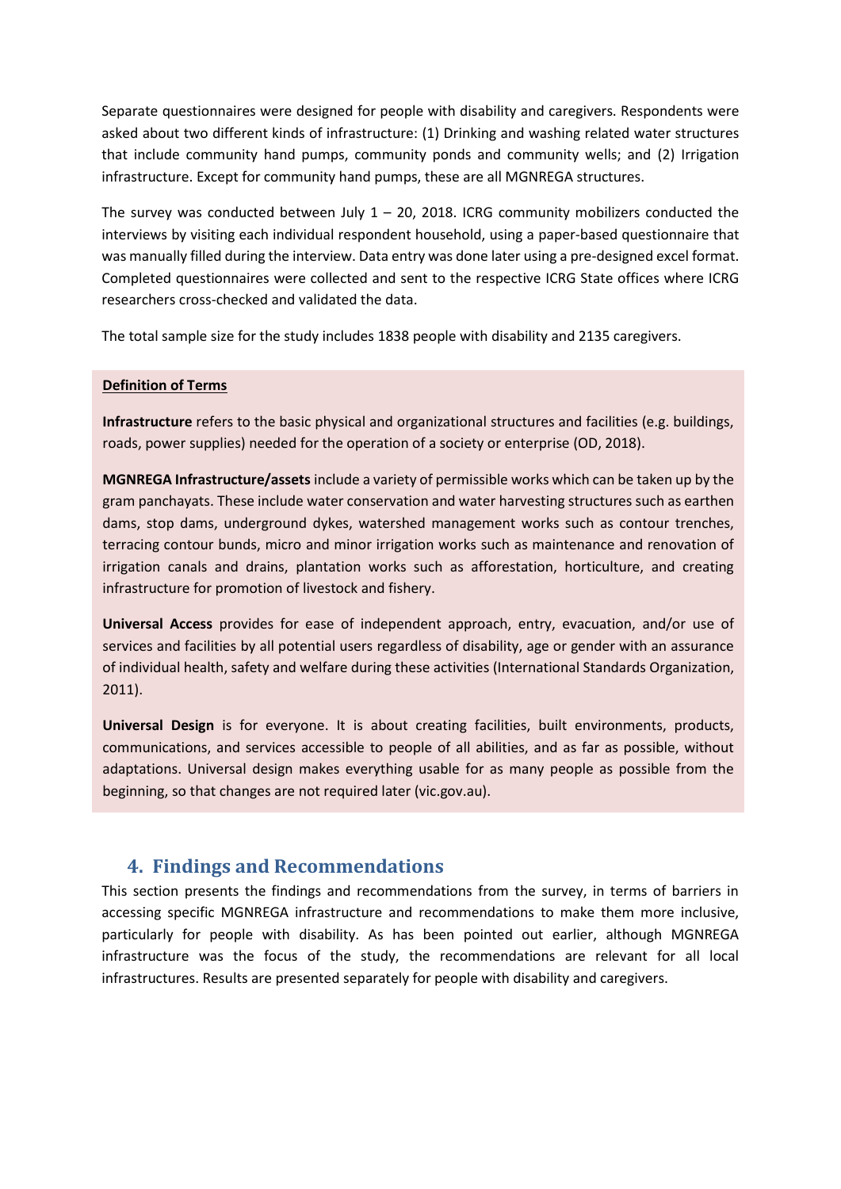Separate questionnaires were designed for people with disability and caregivers. Respondents were asked about two different kinds of infrastructure: (1) Drinking and washing related water structures that include community hand pumps, community ponds and community wells; and (2) Irrigation infrastructure. Except for community hand pumps, these are all MGNREGA structures.

The survey was conducted between July 1 – 20, 2018. ICRG community mobilizers conducted the interviews by visiting each individual respondent household, using a paper-based questionnaire that was manually filled during the interview. Data entry was done later using a pre-designed excel format. Completed questionnaires were collected and sent to the respective ICRG State offices where ICRG researchers cross-checked and validated the data.

The total sample size for the study includes 1838 people with disability and 2135 caregivers.

**Definition of Terms**

**Infrastructure** refers to the basic physical and organizational structures and facilities (e.g. buildings, roads, power supplies) needed for the operation of a society or enterprise (OD, 2018).

**MGNREGA Infrastructure/assets** include a variety of permissible works which can be taken up by the gram panchayats. These include water conservation and water harvesting structures such as earthen dams, stop dams, underground dykes, watershed management works such as contour trenches, terracing contour bunds, micro and minor irrigation works such as maintenance and renovation of irrigation canals and drains, plantation works such as afforestation, horticulture, and creating infrastructure for promotion of livestock and fishery.

**Universal Access** provides for ease of independent approach, entry, evacuation, and/or use of services and facilities by all potential users regardless of disability, age or gender with an assurance of individual health, safety and welfare during these activities (International Standards Organization, 2011).

**Universal Design** is for everyone. It is about creating facilities, built environments, products, communications, and services accessible to people of all abilities, and as far as possible, without adaptations. Universal design makes everything usable for as many people as possible from the beginning, so that changes are not required later (vic.gov.au).

## 4. Findings and Recommendations

This section presents the findings and recommendations from the survey, in terms of barriers in accessing specific MGNREGA infrastructure and recommendations to make them more inclusive, particularly for people with disability. As has been pointed out earlier, although MGNREGA infrastructure was the focus of the study, the recommendations are relevant for all local infrastructures. Results are presented separately for people with disability and caregivers.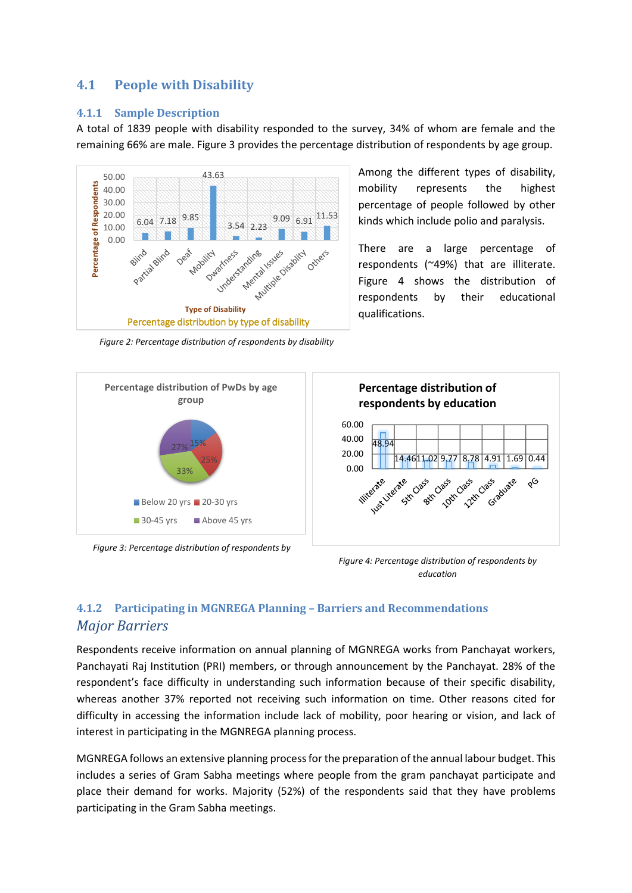## 4.1 People with Disability

### 4.1.1 Sample Description

A total of 1839 people with disability responded to the survey, 34% of whom are female and the remaining 66% are male. Figure 3 provides the percentage distribution of respondents by age group.

Among the different types of disability, mobility represents the highest percentage of people followed by other kinds which include polio and paralysis.

There are a large percentage of respondents (~49%) that are illiterate. Figure 4 shows the distribution of respondents by their educational qualifications.

*Figure 2: Percentage distribution of respondents by disability*

*Figure 3: Percentage distribution of respondents by*

*Figure 4: Percentage distribution of respondents by education*

### 4.1.2 Participating in MGNREGA Planning – Barriers and Recommendations

#### *Major Barriers*

Respondents receive information on annual planning of MGNREGA works from Panchayat workers, Panchayati Raj Institution (PRI) members, or through announcement by the Panchayat. 28% of the respondent's face difficulty in understanding such information because of their specific disability, whereas another 37% reported not receiving such information on time. Other reasons cited for difficulty in accessing the information include lack of mobility, poor hearing or vision, and lack of interest in participating in the MGNREGA planning process.

MGNREGA follows an extensive planning process for the preparation of the annual labour budget. This includes a series of Gram Sabha meetings where people from the gram panchayat participate and place their demand for works. Majority (52%) of the respondents said that they have problems participating in the Gram Sabha meetings.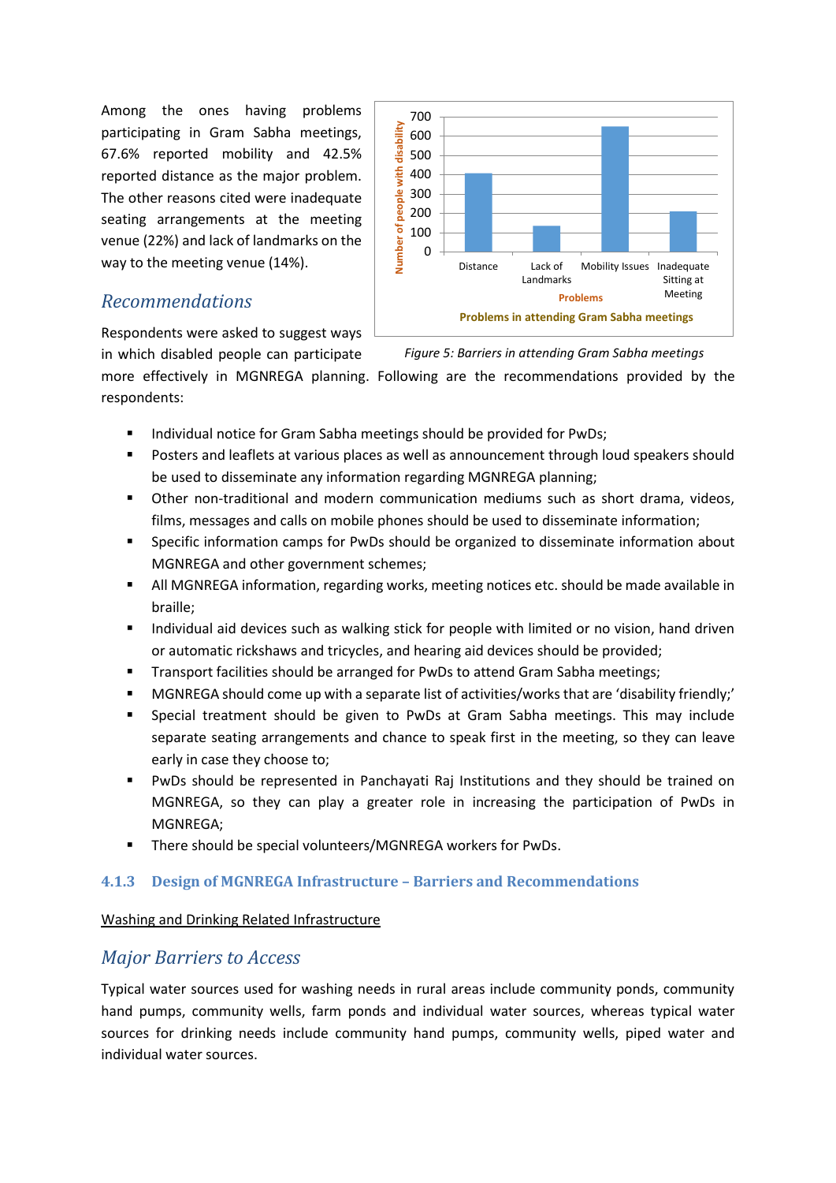Among the ones having problems participating in Gram Sabha meetings, 67.6% reported mobility and 42.5% reported distance as the major problem. The other reasons cited were inadequate seating arrangements at the meeting venue (22%) and lack of landmarks on the way to the meeting venue (14%).

Figure 5: Barriers in attending Gram Sabha meetings

## *Recommendations*

Respondents were asked to suggest ways in which disabled people can participate more effectively in MGNREGA planning. Following are the recommendations provided by the respondents:

- Individual notice for Gram Sabha meetings should be provided for PwDs;
- Posters and leaflets at various places as well as announcement through loud speakers should be used to disseminate any information regarding MGNREGA planning;
- Other non-traditional and modern communication mediums such as short drama, videos, films, messages and calls on mobile phones should be used to disseminate information;
- Specific information camps for PwDs should be organized to disseminate information about MGNREGA and other government schemes;
- All MGNREGA information, regarding works, meeting notices etc. should be made available in braille;
- Individual aid devices such as walking stick for people with limited or no vision, hand driven or automatic rickshaws and tricycles, and hearing aid devices should be provided;
- Transport facilities should be arranged for PwDs to attend Gram Sabha meetings;
- MGNREGA should come up with a separate list of activities/works that are 'disability friendly;'
- Special treatment should be given to PwDs at Gram Sabha meetings. This may include separate seating arrangements and chance to speak first in the meeting, so they can leave early in case they choose to;
- PwDs should be represented in Panchayati Raj Institutions and they should be trained on MGNREGA, so they can play a greater role in increasing the participation of PwDs in MGNREGA;
- There should be special volunteers/MGNREGA workers for PwDs.

### 4.1.3 Design of MGNREGA Infrastructure – Barriers and Recommendations

Washing and Drinking Related Infrastructure

## *Major Barriers to Access*

Typical water sources used for washing needs in rural areas include community ponds, community hand pumps, community wells, farm ponds and individual water sources, whereas typical water sources for drinking needs include community hand pumps, community wells, piped water and individual water sources.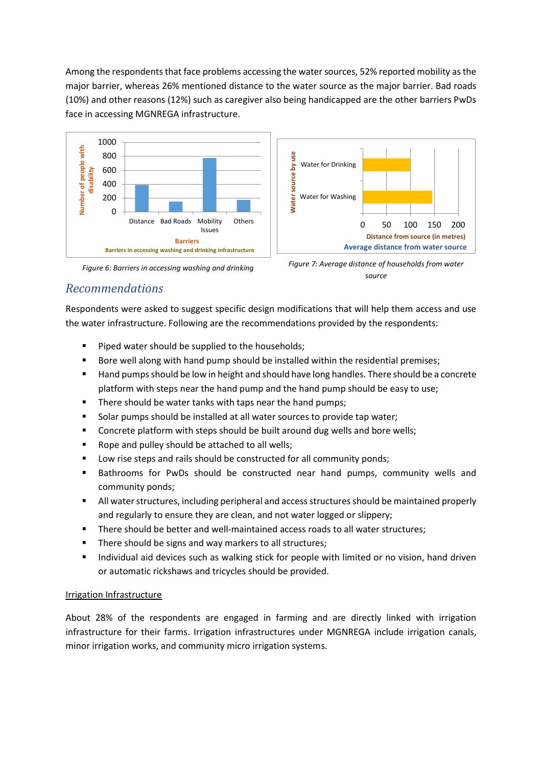Among the respondents that face problems accessing the water sources, 52% reported mobility as the major barrier, whereas 26% mentioned distance to the water source as the major barrier. Bad roads (10%) and other reasons (12%) such as caregiver also being handicapped are the other barriers PwDs face in accessing MGNREGA infrastructure.

*Figure 6: Barriers in accessing washing and drinking*

*Figure 7: Average distance of households from water source*

## Recommendations

Respondents were asked to suggest specific design modifications that will help them access and use the water infrastructure. Following are the recommendations provided by the respondents:

- Piped water should be supplied to the households;
- Bore well along with hand pump should be installed within the residential premises;
- Hand pumps should be low in height and should have long handles. There should be a concrete platform with steps near the hand pump and the hand pump should be easy to use;
- There should be water tanks with taps near the hand pumps;
- Solar pumps should be installed at all water sources to provide tap water;
- Concrete platform with steps should be built around dug wells and bore wells;
- Rope and pulley should be attached to all wells;
- Low rise steps and rails should be constructed for all community ponds;
- Bathrooms for PwDs should be constructed near hand pumps, community wells and community ponds;
- All water structures, including peripheral and access structures should be maintained properly and regularly to ensure they are clean, and not water logged or slippery;
- There should be better and well-maintained access roads to all water structures;
- There should be signs and way markers to all structures;
- Individual aid devices such as walking stick for people with limited or no vision, hand driven or automatic rickshaws and tricycles should be provided.

<u>Irrigation Infrastructure</u>

About 28% of the respondents are engaged in farming and are directly linked with irrigation infrastructure for their farms. Irrigation infrastructures under MGNREGA include irrigation canals, minor irrigation works, and community micro irrigation systems.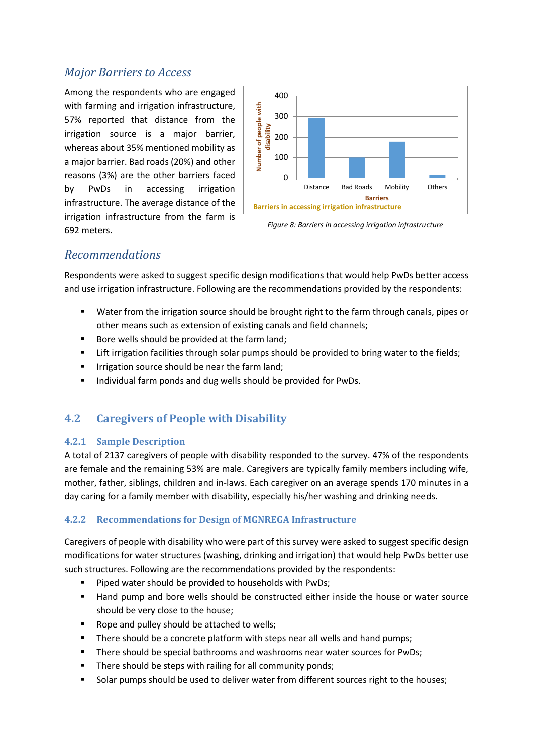## Major Barriers to Access

Among the respondents who are engaged with farming and irrigation infrastructure, 57% reported that distance from the irrigation source is a major barrier, whereas about 35% mentioned mobility as a major barrier. Bad roads (20%) and other reasons (3%) are the other barriers faced by PwDs in accessing irrigation infrastructure. The average distance of the irrigation infrastructure from the farm is 692 meters.

*Figure 8: Barriers in accessing irrigation infrastructure*

## Recommendations

Respondents were asked to suggest specific design modifications that would help PwDs better access and use irrigation infrastructure. Following are the recommendations provided by the respondents:

- Water from the irrigation source should be brought right to the farm through canals, pipes or other means such as extension of existing canals and field channels;
- Bore wells should be provided at the farm land;
- Lift irrigation facilities through solar pumps should be provided to bring water to the fields;
- Irrigation source should be near the farm land;
- Individual farm ponds and dug wells should be provided for PwDs.

## 4.2 Caregivers of People with Disability

### 4.2.1 Sample Description

A total of 2137 caregivers of people with disability responded to the survey. 47% of the respondents are female and the remaining 53% are male. Caregivers are typically family members including wife, mother, father, siblings, children and in-laws. Each caregiver on an average spends 170 minutes in a day caring for a family member with disability, especially his/her washing and drinking needs.

### 4.2.2 Recommendations for Design of MGNREGA Infrastructure

Caregivers of people with disability who were part of this survey were asked to suggest specific design modifications for water structures (washing, drinking and irrigation) that would help PwDs better use such structures. Following are the recommendations provided by the respondents:

- Piped water should be provided to households with PwDs;
- Hand pump and bore wells should be constructed either inside the house or water source should be very close to the house;
- Rope and pulley should be attached to wells;
- There should be a concrete platform with steps near all wells and hand pumps;
- There should be special bathrooms and washrooms near water sources for PwDs;
- There should be steps with railing for all community ponds;
- Solar pumps should be used to deliver water from different sources right to the houses;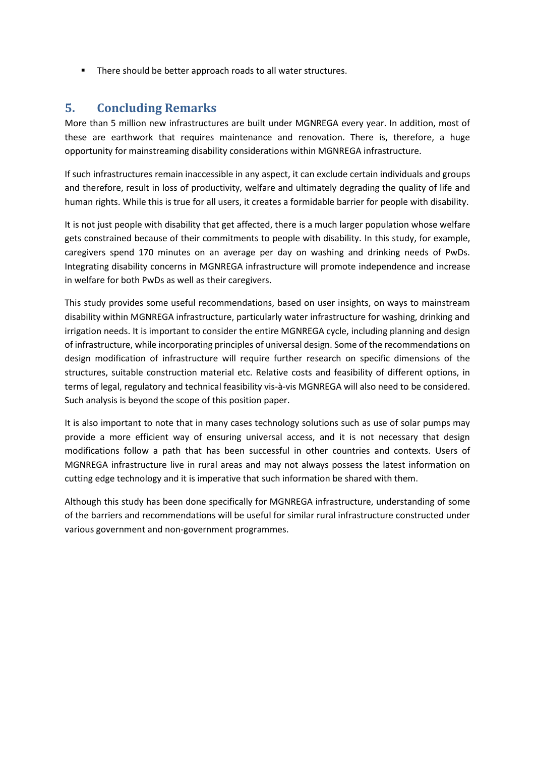- There should be better approach roads to all water structures.

## 5. Concluding Remarks

More than 5 million new infrastructures are built under MGNREGA every year. In addition, most of these are earthwork that requires maintenance and renovation. There is, therefore, a huge opportunity for mainstreaming disability considerations within MGNREGA infrastructure.

If such infrastructures remain inaccessible in any aspect, it can exclude certain individuals and groups and therefore, result in loss of productivity, welfare and ultimately degrading the quality of life and human rights. While this is true for all users, it creates a formidable barrier for people with disability.

It is not just people with disability that get affected, there is a much larger population whose welfare gets constrained because of their commitments to people with disability. In this study, for example, caregivers spend 170 minutes on an average per day on washing and drinking needs of PwDs. Integrating disability concerns in MGNREGA infrastructure will promote independence and increase in welfare for both PwDs as well as their caregivers.

This study provides some useful recommendations, based on user insights, on ways to mainstream disability within MGNREGA infrastructure, particularly water infrastructure for washing, drinking and irrigation needs. It is important to consider the entire MGNREGA cycle, including planning and design of infrastructure, while incorporating principles of universal design. Some of the recommendations on design modification of infrastructure will require further research on specific dimensions of the structures, suitable construction material etc. Relative costs and feasibility of different options, in terms of legal, regulatory and technical feasibility vis-à-vis MGNREGA will also need to be considered. Such analysis is beyond the scope of this position paper.

It is also important to note that in many cases technology solutions such as use of solar pumps may provide a more efficient way of ensuring universal access, and it is not necessary that design modifications follow a path that has been successful in other countries and contexts. Users of MGNREGA infrastructure live in rural areas and may not always possess the latest information on cutting edge technology and it is imperative that such information be shared with them.

Although this study has been done specifically for MGNREGA infrastructure, understanding of some of the barriers and recommendations will be useful for similar rural infrastructure constructed under various government and non-government programmes.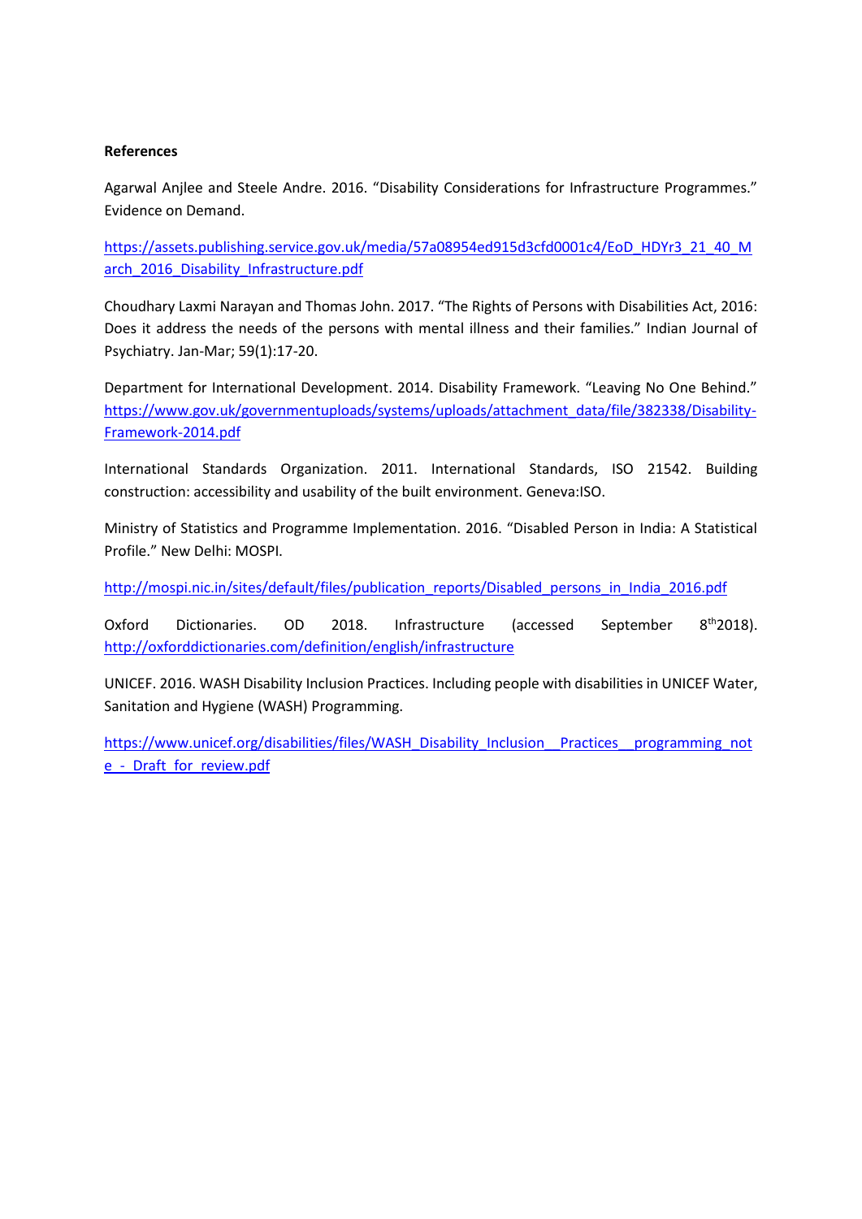**References**

Agarwal Anjlee and Steele Andre. 2016. "Disability Considerations for Infrastructure Programmes." Evidence on Demand.

https://assets.publishing.service.gov.uk/media/57a08954ed915d3cfd0001c4/EoD_HDYr3_21_40_March_2016_Disability_Infrastructure.pdf

Choudhary Laxmi Narayan and Thomas John. 2017. "The Rights of Persons with Disabilities Act, 2016: Does it address the needs of the persons with mental illness and their families." Indian Journal of Psychiatry. Jan-Mar; 59(1):17-20.

Department for International Development. 2014. Disability Framework. "Leaving No One Behind." https://www.gov.uk/governmentuploads/systems/uploads/attachment_data/file/382338/Disability-Framework-2014.pdf

International Standards Organization. 2011. International Standards, ISO 21542. Building construction: accessibility and usability of the built environment. Geneva:ISO.

Ministry of Statistics and Programme Implementation. 2016. "Disabled Person in India: A Statistical Profile." New Delhi: MOSPI.

http://mospi.nic.in/sites/default/files/publication_reports/Disabled_persons_in_India_2016.pdf

Oxford Dictionaries. OD 2018. Infrastructure (accessed September 8th2018). http://oxforddictionaries.com/definition/english/infrastructure

UNICEF. 2016. WASH Disability Inclusion Practices. Including people with disabilities in UNICEF Water, Sanitation and Hygiene (WASH) Programming.

https://www.unicef.org/disabilities/files/WASH_Disability_Inclusion__Practices__programming_note_-_Draft_for_review.pdf